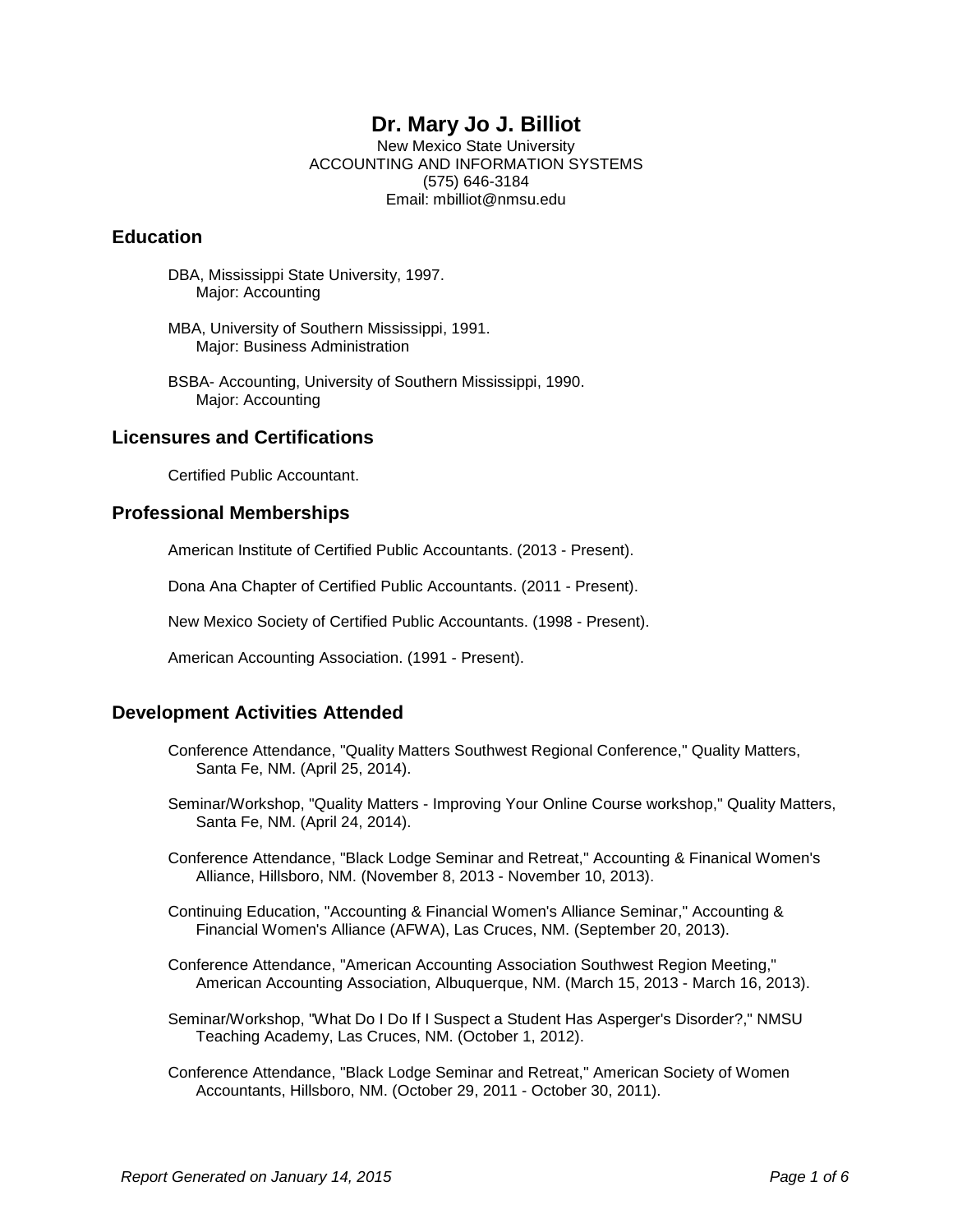# Dr. Mary Jo J. Billiot

New Mexico State University
ACCOUNTING AND INFORMATION SYSTEMS
(575) 646-3184
Email: mbilliot@nmsu.edu

## Education

DBA, Mississippi State University, 1997.
Major: Accounting

MBA, University of Southern Mississippi, 1991.
Major: Business Administration

BSBA- Accounting, University of Southern Mississippi, 1990.
Major: Accounting

## Licensures and Certifications

Certified Public Accountant.

## Professional Memberships

American Institute of Certified Public Accountants. (2013 - Present).

Dona Ana Chapter of Certified Public Accountants. (2011 - Present).

New Mexico Society of Certified Public Accountants. (1998 - Present).

American Accounting Association. (1991 - Present).

## Development Activities Attended

Conference Attendance, "Quality Matters Southwest Regional Conference," Quality Matters, Santa Fe, NM. (April 25, 2014).

Seminar/Workshop, "Quality Matters - Improving Your Online Course workshop," Quality Matters, Santa Fe, NM. (April 24, 2014).

Conference Attendance, "Black Lodge Seminar and Retreat," Accounting & Finanical Women's Alliance, Hillsboro, NM. (November 8, 2013 - November 10, 2013).

Continuing Education, "Accounting & Financial Women's Alliance Seminar," Accounting & Financial Women's Alliance (AFWA), Las Cruces, NM. (September 20, 2013).

Conference Attendance, "American Accounting Association Southwest Region Meeting," American Accounting Association, Albuquerque, NM. (March 15, 2013 - March 16, 2013).

Seminar/Workshop, "What Do I Do If I Suspect a Student Has Asperger's Disorder?," NMSU Teaching Academy, Las Cruces, NM. (October 1, 2012).

Conference Attendance, "Black Lodge Seminar and Retreat," American Society of Women Accountants, Hillsboro, NM. (October 29, 2011 - October 30, 2011).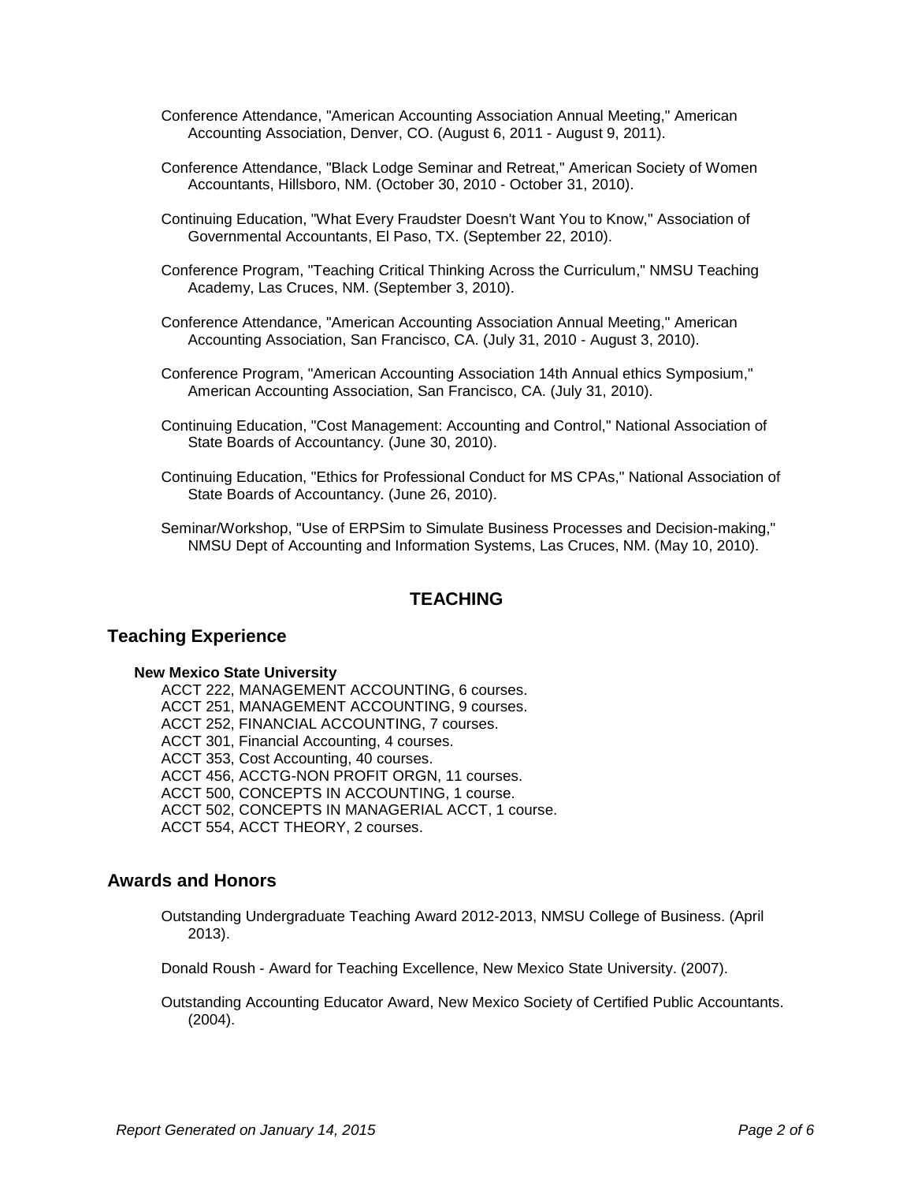Conference Attendance, "American Accounting Association Annual Meeting," American Accounting Association, Denver, CO. (August 6, 2011 - August 9, 2011).

Conference Attendance, "Black Lodge Seminar and Retreat," American Society of Women Accountants, Hillsboro, NM. (October 30, 2010 - October 31, 2010).

Continuing Education, "What Every Fraudster Doesn't Want You to Know," Association of Governmental Accountants, El Paso, TX. (September 22, 2010).

Conference Program, "Teaching Critical Thinking Across the Curriculum," NMSU Teaching Academy, Las Cruces, NM. (September 3, 2010).

Conference Attendance, "American Accounting Association Annual Meeting," American Accounting Association, San Francisco, CA. (July 31, 2010 - August 3, 2010).

Conference Program, "American Accounting Association 14th Annual ethics Symposium," American Accounting Association, San Francisco, CA. (July 31, 2010).

Continuing Education, "Cost Management: Accounting and Control," National Association of State Boards of Accountancy. (June 30, 2010).

Continuing Education, "Ethics for Professional Conduct for MS CPAs," National Association of State Boards of Accountancy. (June 26, 2010).

Seminar/Workshop, "Use of ERPSim to Simulate Business Processes and Decision-making," NMSU Dept of Accounting and Information Systems, Las Cruces, NM. (May 10, 2010).

# TEACHING

## Teaching Experience

**New Mexico State University**

ACCT 222, MANAGEMENT ACCOUNTING, 6 courses.
ACCT 251, MANAGEMENT ACCOUNTING, 9 courses.
ACCT 252, FINANCIAL ACCOUNTING, 7 courses.
ACCT 301, Financial Accounting, 4 courses.
ACCT 353, Cost Accounting, 40 courses.
ACCT 456, ACCTG-NON PROFIT ORGN, 11 courses.
ACCT 500, CONCEPTS IN ACCOUNTING, 1 course.
ACCT 502, CONCEPTS IN MANAGERIAL ACCT, 1 course.
ACCT 554, ACCT THEORY, 2 courses.

## Awards and Honors

Outstanding Undergraduate Teaching Award 2012-2013, NMSU College of Business. (April 2013).

Donald Roush - Award for Teaching Excellence, New Mexico State University. (2007).

Outstanding Accounting Educator Award, New Mexico Society of Certified Public Accountants. (2004).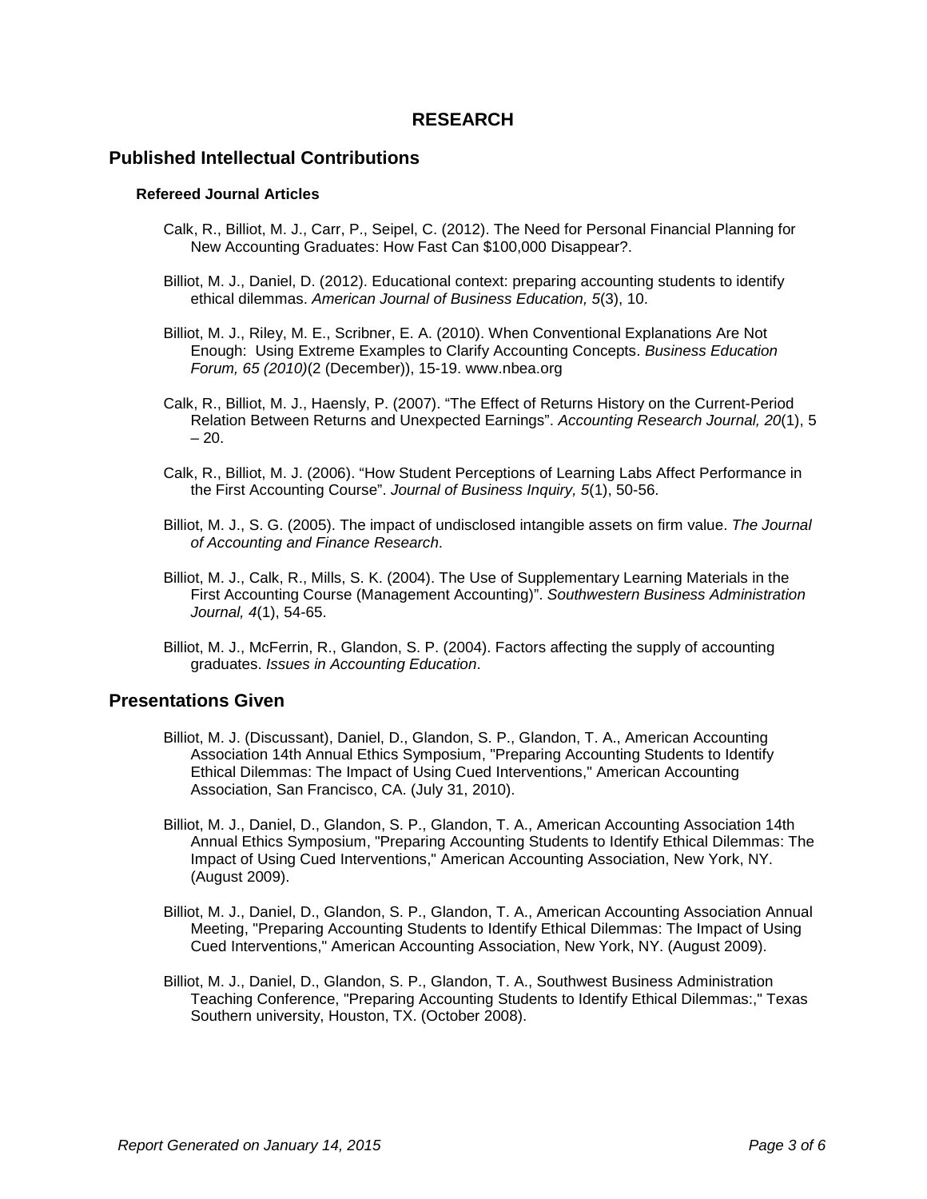# RESEARCH

## Published Intellectual Contributions

### Refereed Journal Articles

Calk, R., Billiot, M. J., Carr, P., Seipel, C. (2012). The Need for Personal Financial Planning for New Accounting Graduates: How Fast Can $100,000 Disappear?.

Billiot, M. J., Daniel, D. (2012). Educational context: preparing accounting students to identify ethical dilemmas. *American Journal of Business Education, 5*(3), 10.

Billiot, M. J., Riley, M. E., Scribner, E. A. (2010). When Conventional Explanations Are Not Enough: Using Extreme Examples to Clarify Accounting Concepts. *Business Education Forum, 65 (2010)*(2 (December)), 15-19. www.nbea.org

Calk, R., Billiot, M. J., Haensly, P. (2007). "The Effect of Returns History on the Current-Period Relation Between Returns and Unexpected Earnings". *Accounting Research Journal, 20*(1), 5 – 20.

Calk, R., Billiot, M. J. (2006). "How Student Perceptions of Learning Labs Affect Performance in the First Accounting Course". *Journal of Business Inquiry, 5*(1), 50-56.

Billiot, M. J., S. G. (2005). The impact of undisclosed intangible assets on firm value. *The Journal of Accounting and Finance Research*.

Billiot, M. J., Calk, R., Mills, S. K. (2004). The Use of Supplementary Learning Materials in the First Accounting Course (Management Accounting)". *Southwestern Business Administration Journal, 4*(1), 54-65.

Billiot, M. J., McFerrin, R., Glandon, S. P. (2004). Factors affecting the supply of accounting graduates. *Issues in Accounting Education*.

## Presentations Given

Billiot, M. J. (Discussant), Daniel, D., Glandon, S. P., Glandon, T. A., American Accounting Association 14th Annual Ethics Symposium, "Preparing Accounting Students to Identify Ethical Dilemmas: The Impact of Using Cued Interventions," American Accounting Association, San Francisco, CA. (July 31, 2010).

Billiot, M. J., Daniel, D., Glandon, S. P., Glandon, T. A., American Accounting Association 14th Annual Ethics Symposium, "Preparing Accounting Students to Identify Ethical Dilemmas: The Impact of Using Cued Interventions," American Accounting Association, New York, NY. (August 2009).

Billiot, M. J., Daniel, D., Glandon, S. P., Glandon, T. A., American Accounting Association Annual Meeting, "Preparing Accounting Students to Identify Ethical Dilemmas: The Impact of Using Cued Interventions," American Accounting Association, New York, NY. (August 2009).

Billiot, M. J., Daniel, D., Glandon, S. P., Glandon, T. A., Southwest Business Administration Teaching Conference, "Preparing Accounting Students to Identify Ethical Dilemmas:," Texas Southern university, Houston, TX. (October 2008).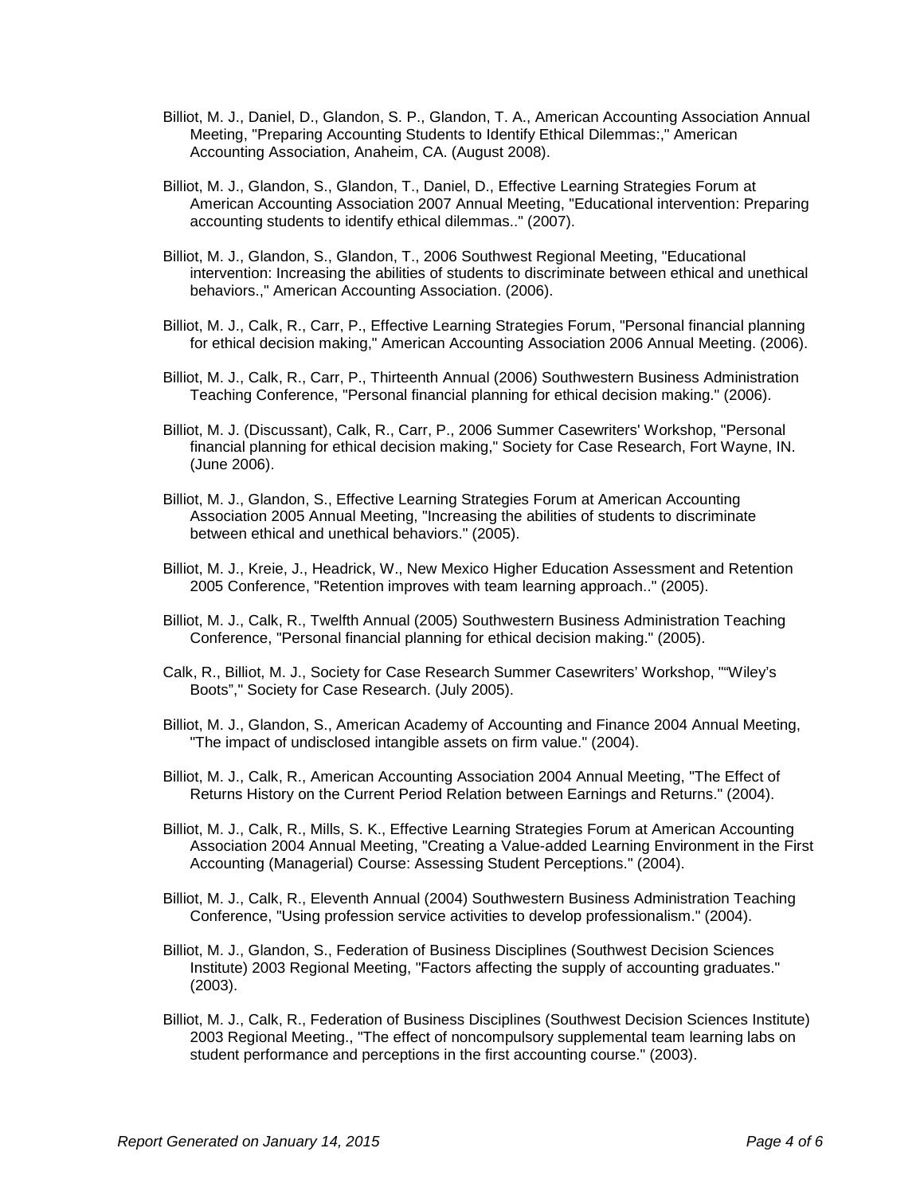Billiot, M. J., Daniel, D., Glandon, S. P., Glandon, T. A., American Accounting Association Annual Meeting, "Preparing Accounting Students to Identify Ethical Dilemmas:," American Accounting Association, Anaheim, CA. (August 2008).

Billiot, M. J., Glandon, S., Glandon, T., Daniel, D., Effective Learning Strategies Forum at American Accounting Association 2007 Annual Meeting, "Educational intervention: Preparing accounting students to identify ethical dilemmas.." (2007).

Billiot, M. J., Glandon, S., Glandon, T., 2006 Southwest Regional Meeting, "Educational intervention: Increasing the abilities of students to discriminate between ethical and unethical behaviors.," American Accounting Association. (2006).

Billiot, M. J., Calk, R., Carr, P., Effective Learning Strategies Forum, "Personal financial planning for ethical decision making," American Accounting Association 2006 Annual Meeting. (2006).

Billiot, M. J., Calk, R., Carr, P., Thirteenth Annual (2006) Southwestern Business Administration Teaching Conference, "Personal financial planning for ethical decision making." (2006).

Billiot, M. J. (Discussant), Calk, R., Carr, P., 2006 Summer Casewriters' Workshop, "Personal financial planning for ethical decision making," Society for Case Research, Fort Wayne, IN. (June 2006).

Billiot, M. J., Glandon, S., Effective Learning Strategies Forum at American Accounting Association 2005 Annual Meeting, "Increasing the abilities of students to discriminate between ethical and unethical behaviors." (2005).

Billiot, M. J., Kreie, J., Headrick, W., New Mexico Higher Education Assessment and Retention 2005 Conference, "Retention improves with team learning approach.." (2005).

Billiot, M. J., Calk, R., Twelfth Annual (2005) Southwestern Business Administration Teaching Conference, "Personal financial planning for ethical decision making." (2005).

Calk, R., Billiot, M. J., Society for Case Research Summer Casewriters' Workshop, "“Wiley's Boots”," Society for Case Research. (July 2005).

Billiot, M. J., Glandon, S., American Academy of Accounting and Finance 2004 Annual Meeting, "The impact of undisclosed intangible assets on firm value." (2004).

Billiot, M. J., Calk, R., American Accounting Association 2004 Annual Meeting, "The Effect of Returns History on the Current Period Relation between Earnings and Returns." (2004).

Billiot, M. J., Calk, R., Mills, S. K., Effective Learning Strategies Forum at American Accounting Association 2004 Annual Meeting, "Creating a Value-added Learning Environment in the First Accounting (Managerial) Course: Assessing Student Perceptions." (2004).

Billiot, M. J., Calk, R., Eleventh Annual (2004) Southwestern Business Administration Teaching Conference, "Using profession service activities to develop professionalism." (2004).

Billiot, M. J., Glandon, S., Federation of Business Disciplines (Southwest Decision Sciences Institute) 2003 Regional Meeting, "Factors affecting the supply of accounting graduates." (2003).

Billiot, M. J., Calk, R., Federation of Business Disciplines (Southwest Decision Sciences Institute) 2003 Regional Meeting., "The effect of noncompulsory supplemental team learning labs on student performance and perceptions in the first accounting course." (2003).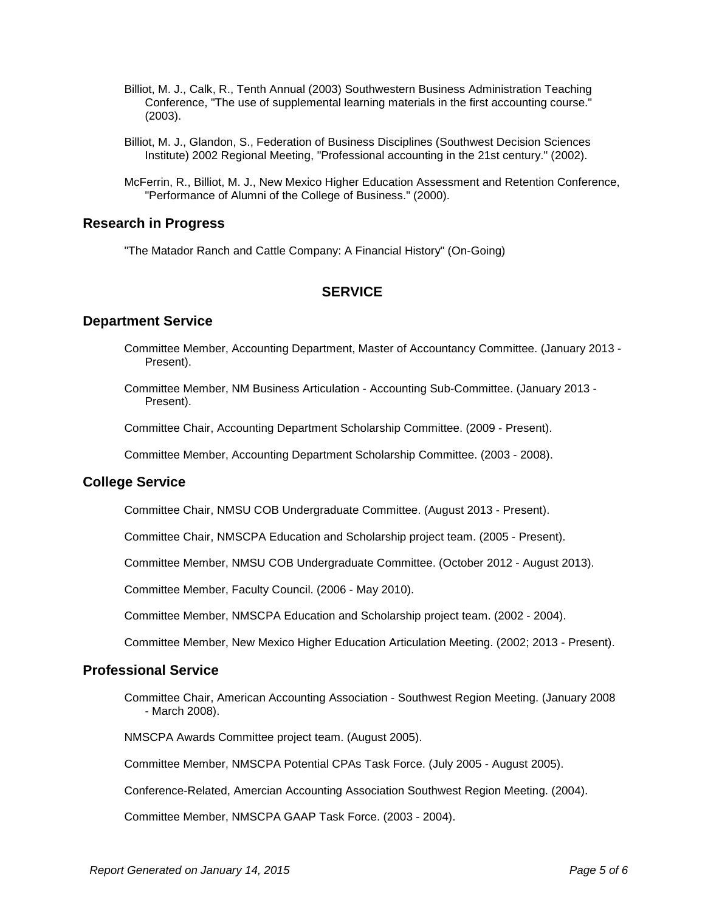Billiot, M. J., Calk, R., Tenth Annual (2003) Southwestern Business Administration Teaching Conference, "The use of supplemental learning materials in the first accounting course." (2003).

Billiot, M. J., Glandon, S., Federation of Business Disciplines (Southwest Decision Sciences Institute) 2002 Regional Meeting, "Professional accounting in the 21st century." (2002).

McFerrin, R., Billiot, M. J., New Mexico Higher Education Assessment and Retention Conference, "Performance of Alumni of the College of Business." (2000).

## Research in Progress

"The Matador Ranch and Cattle Company: A Financial History" (On-Going)

# SERVICE

## Department Service

Committee Member, Accounting Department, Master of Accountancy Committee. (January 2013 - Present).

Committee Member, NM Business Articulation - Accounting Sub-Committee. (January 2013 - Present).

Committee Chair, Accounting Department Scholarship Committee. (2009 - Present).

Committee Member, Accounting Department Scholarship Committee. (2003 - 2008).

## College Service

Committee Chair, NMSU COB Undergraduate Committee. (August 2013 - Present).

Committee Chair, NMSCPA Education and Scholarship project team. (2005 - Present).

Committee Member, NMSU COB Undergraduate Committee. (October 2012 - August 2013).

Committee Member, Faculty Council. (2006 - May 2010).

Committee Member, NMSCPA Education and Scholarship project team. (2002 - 2004).

Committee Member, New Mexico Higher Education Articulation Meeting. (2002; 2013 - Present).

## Professional Service

Committee Chair, American Accounting Association - Southwest Region Meeting. (January 2008 - March 2008).

NMSCPA Awards Committee project team. (August 2005).

Committee Member, NMSCPA Potential CPAs Task Force. (July 2005 - August 2005).

Conference-Related, Amercian Accounting Association Southwest Region Meeting. (2004).

Committee Member, NMSCPA GAAP Task Force. (2003 - 2004).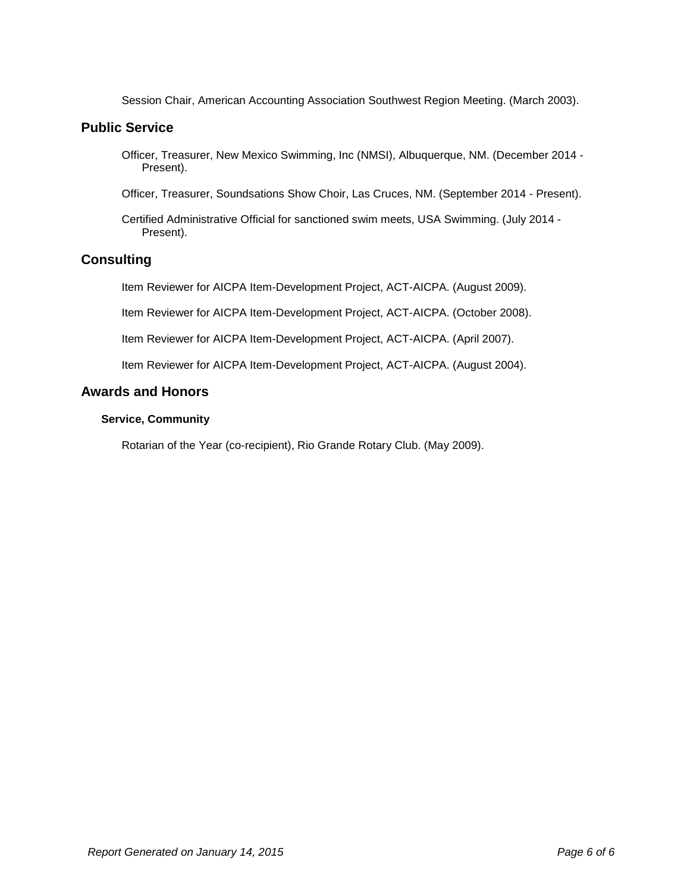Session Chair, American Accounting Association Southwest Region Meeting. (March 2003).

## Public Service

Officer, Treasurer, New Mexico Swimming, Inc (NMSI), Albuquerque, NM. (December 2014 - Present).

Officer, Treasurer, Soundsations Show Choir, Las Cruces, NM. (September 2014 - Present).

Certified Administrative Official for sanctioned swim meets, USA Swimming. (July 2014 - Present).

## Consulting

Item Reviewer for AICPA Item-Development Project, ACT-AICPA. (August 2009).

Item Reviewer for AICPA Item-Development Project, ACT-AICPA. (October 2008).

Item Reviewer for AICPA Item-Development Project, ACT-AICPA. (April 2007).

Item Reviewer for AICPA Item-Development Project, ACT-AICPA. (August 2004).

## Awards and Honors

### Service, Community

Rotarian of the Year (co-recipient), Rio Grande Rotary Club. (May 2009).